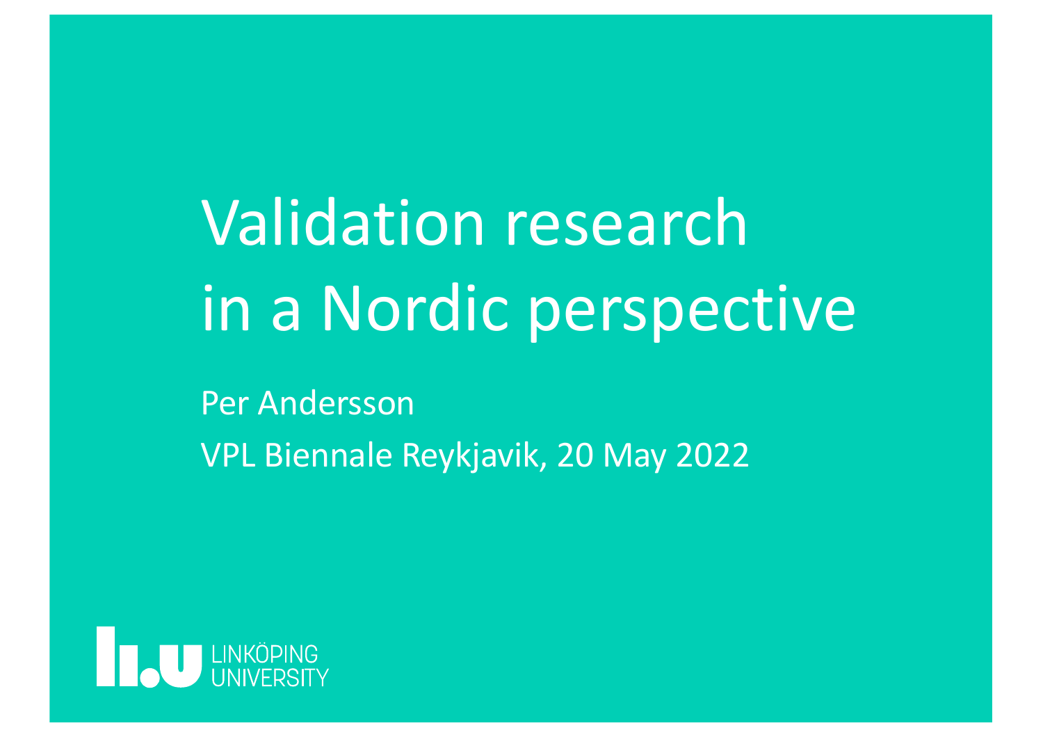# Validation research in a Nordic perspective

Per Andersson

VPL Biennale Reykjavik, 20 May 2022

LINKÖPING UNIVERSITY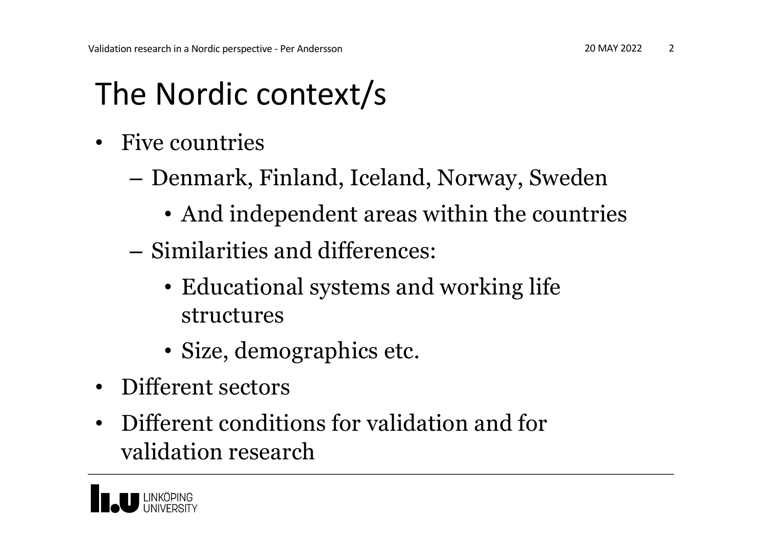# The Nordic context/s

- Five countries
  - Denmark, Finland, Iceland, Norway, Sweden
    - And independent areas within the countries
  - Similarities and differences:
    - Educational systems and working life structures
    - Size, demographics etc.
- Different sectors
- Different conditions for validation and for validation research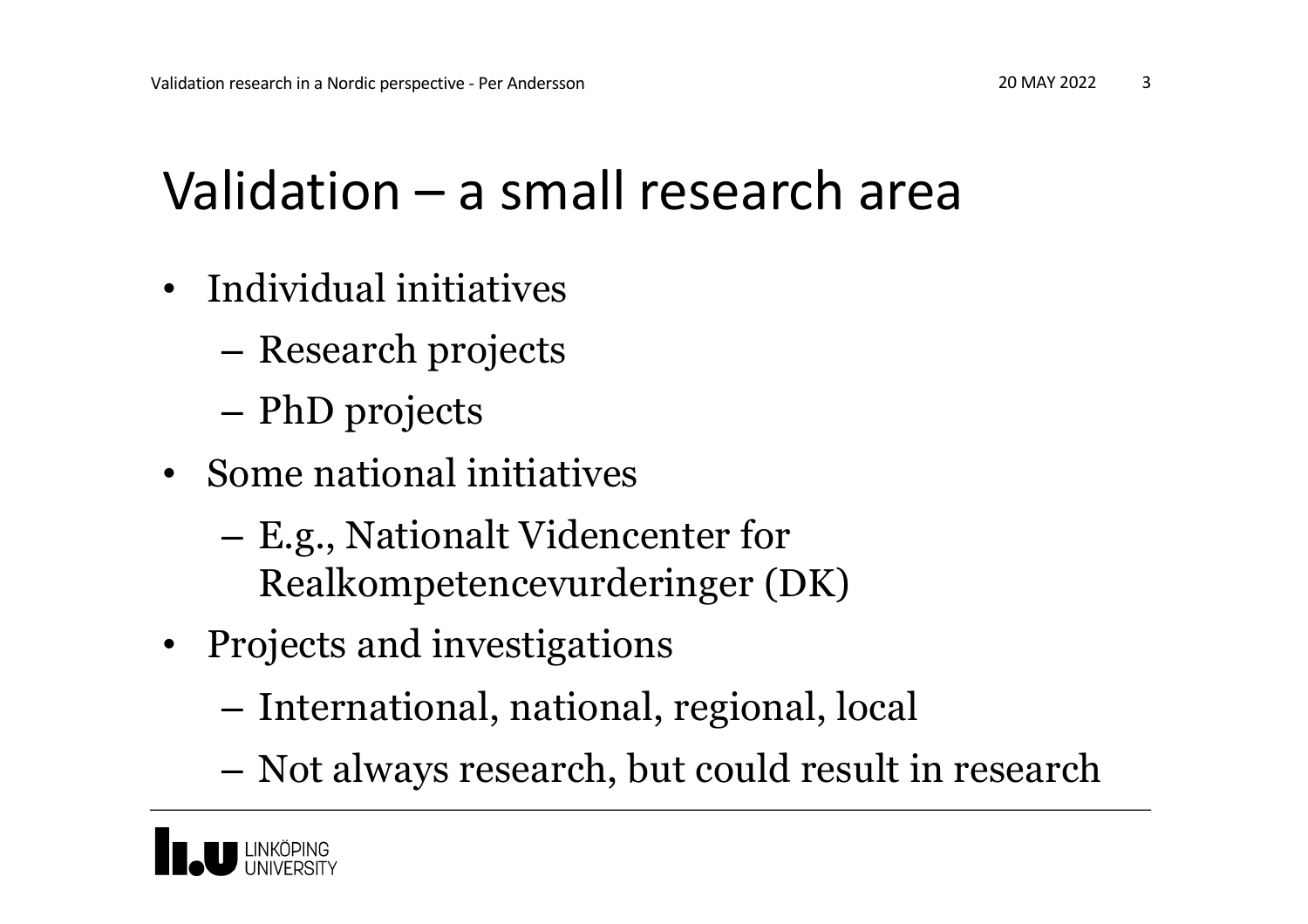# Validation – a small research area

- Individual initiatives
  - Research projects
  - PhD projects
- Some national initiatives
  - E.g., Nationalt Videncenter for Realkompetencevurderinger (DK)
- Projects and investigations
  - International, national, regional, local
  - Not always research, but could result in research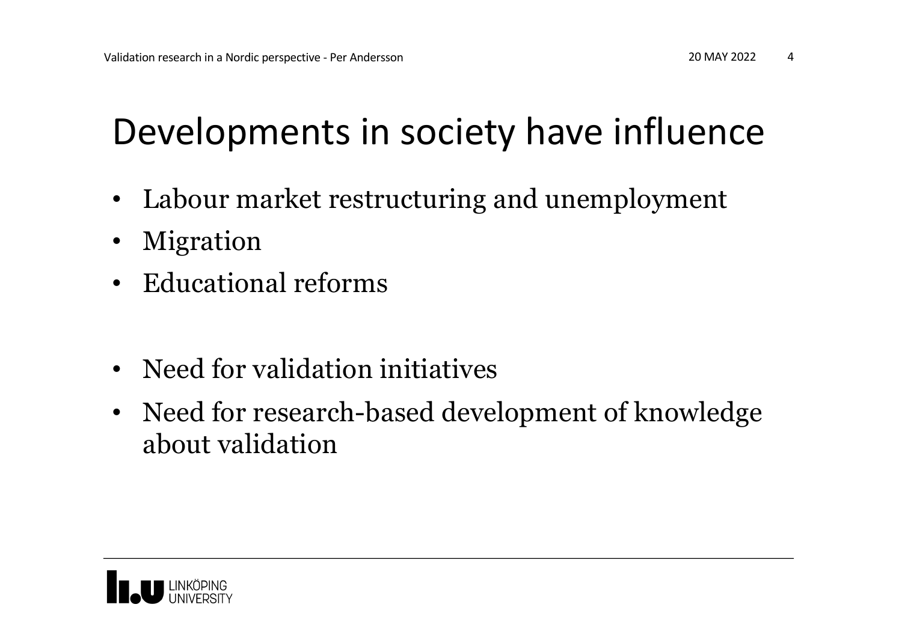# Developments in society have influence

- Labour market restructuring and unemployment
- Migration
- Educational reforms

- Need for validation initiatives
- Need for research-based development of knowledge about validation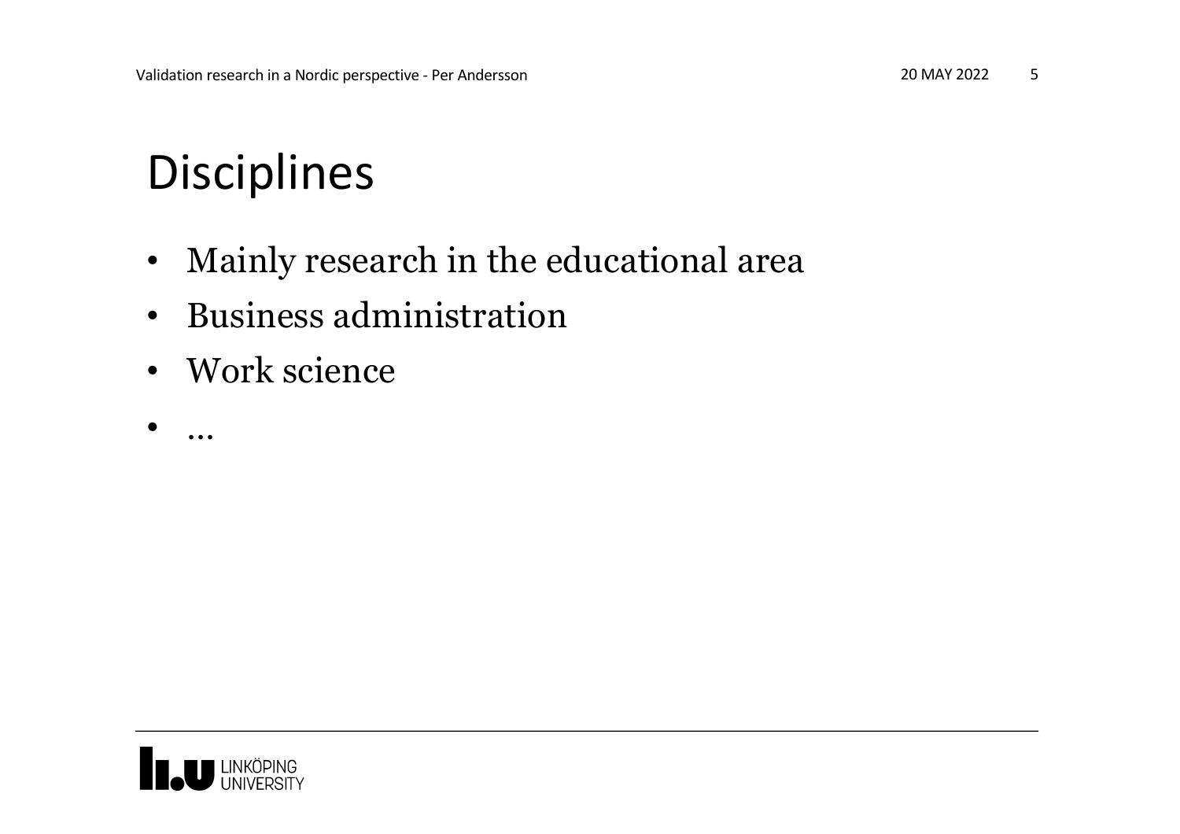# Disciplines

- Mainly research in the educational area
- Business administration
- Work science
- …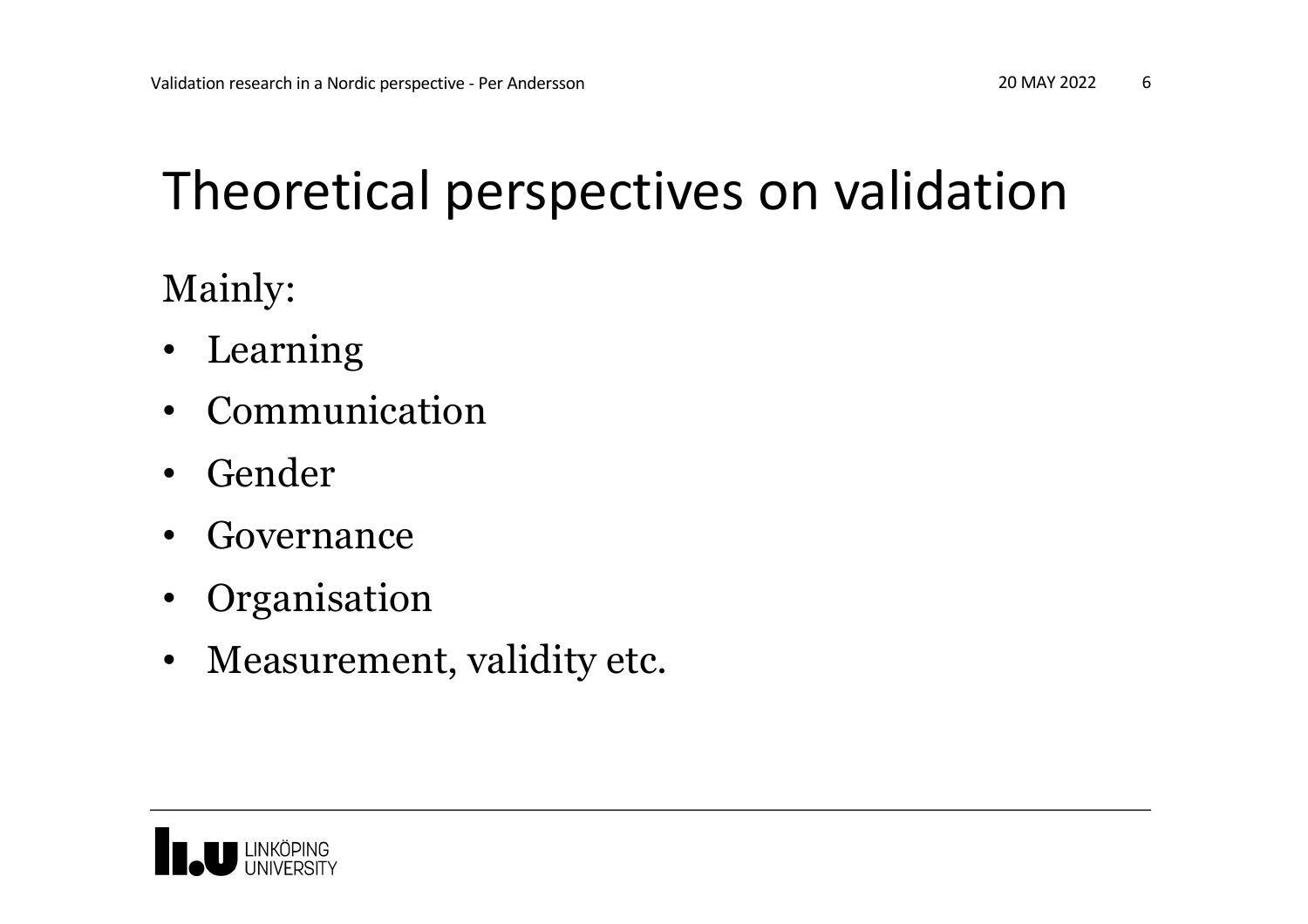# Theoretical perspectives on validation

Mainly:

- Learning
- Communication
- Gender
- Governance
- Organisation
- Measurement, validity etc.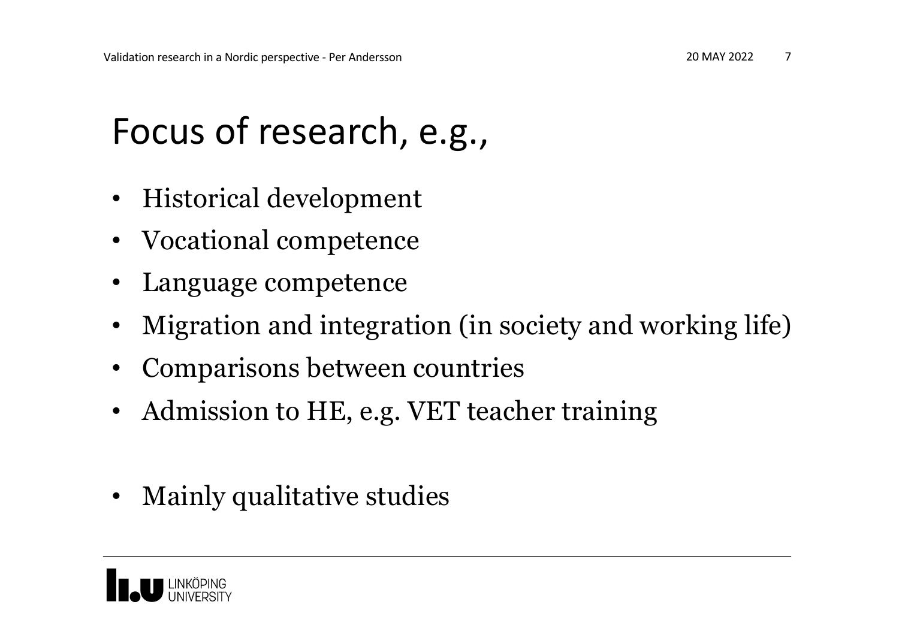# Focus of research, e.g.,

- Historical development
- Vocational competence
- Language competence
- Migration and integration (in society and working life)
- Comparisons between countries
- Admission to HE, e.g. VET teacher training

- Mainly qualitative studies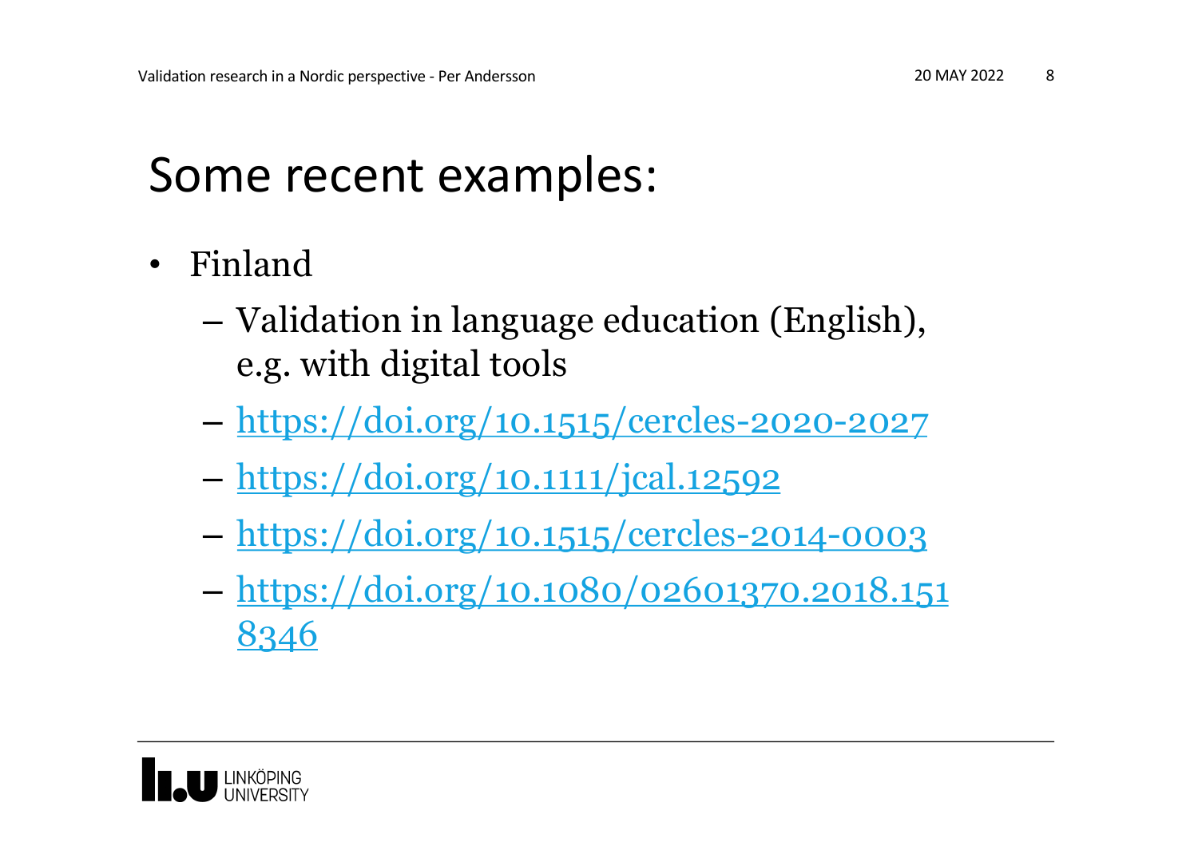# Some recent examples:

- Finland
  - Validation in language education (English), e.g. with digital tools
  - https://doi.org/10.1515/cercles-2020-2027
  - https://doi.org/10.1111/jcal.12592
  - https://doi.org/10.1515/cercles-2014-0003
  - https://doi.org/10.1080/02601370.2018.1518346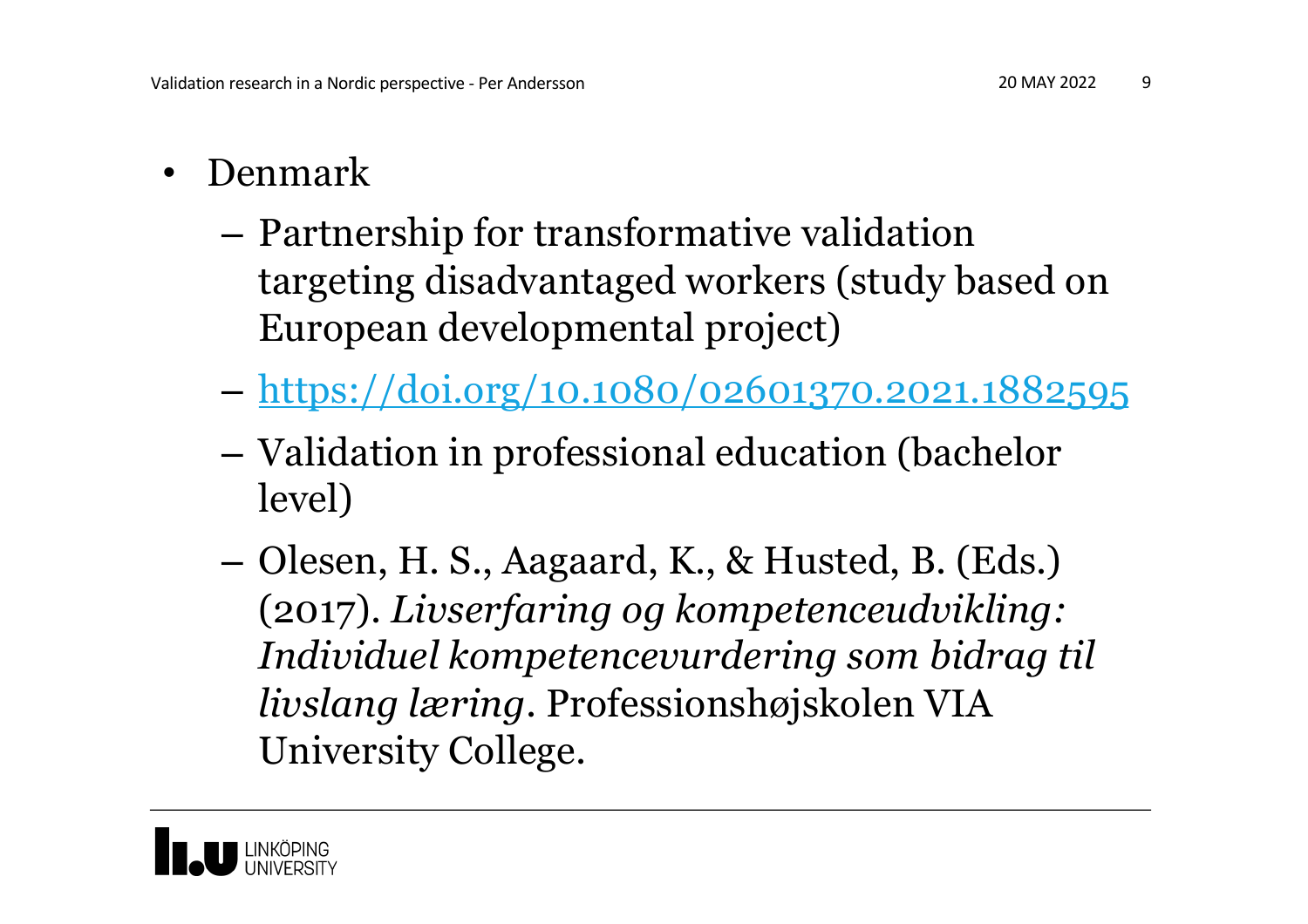- Denmark
  - Partnership for transformative validation targeting disadvantaged workers (study based on European developmental project)
  - https://doi.org/10.1080/02601370.2021.1882595
  - Validation in professional education (bachelor level)
  - Olesen, H. S., Aagaard, K., & Husted, B. (Eds.) (2017). *Livserfaring og kompetenceudvikling: Individuel kompetencevurdering som bidrag til livslang læring*. Professionshøjskolen VIA University College.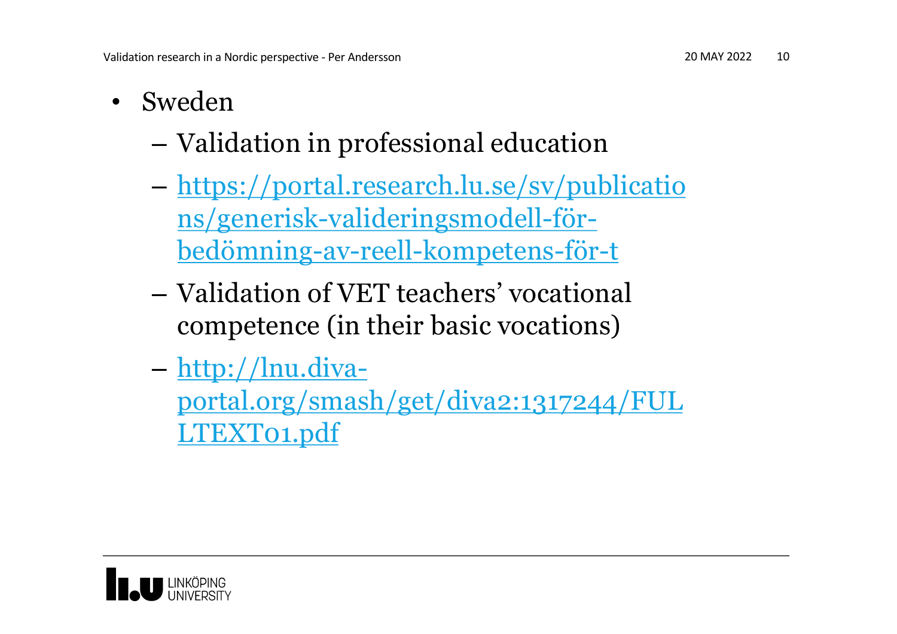- Sweden
  - Validation in professional education
  - [https://portal.research.lu.se/sv/publications/generisk-valideringsmodell-för-bedömning-av-reell-kompetens-för-t](https://portal.research.lu.se/sv/publications/generisk-valideringsmodell-för-bedömning-av-reell-kompetens-för-t)
  - Validation of VET teachers' vocational competence (in their basic vocations)
  - [http://lnu.diva-portal.org/smash/get/diva2:1317244/FULLTEXT01.pdf](http://lnu.diva-portal.org/smash/get/diva2:1317244/FULLTEXT01.pdf)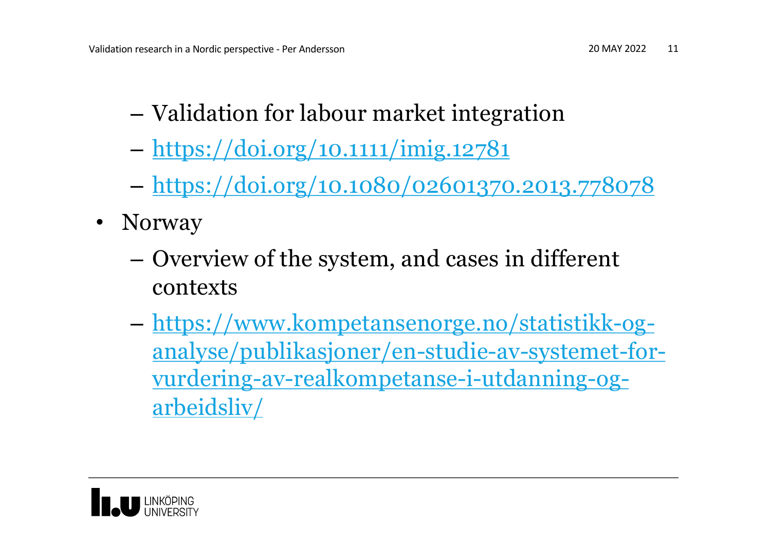- Validation for labour market integration
- https://doi.org/10.1111/imig.12781
- https://doi.org/10.1080/02601370.2013.778078

- Norway
  - Overview of the system, and cases in different contexts
  - https://www.kompetansenorge.no/statistikk-og-analyse/publikasjoner/en-studie-av-systemet-for-vurdering-av-realkompetanse-i-utdanning-og-arbeidsliv/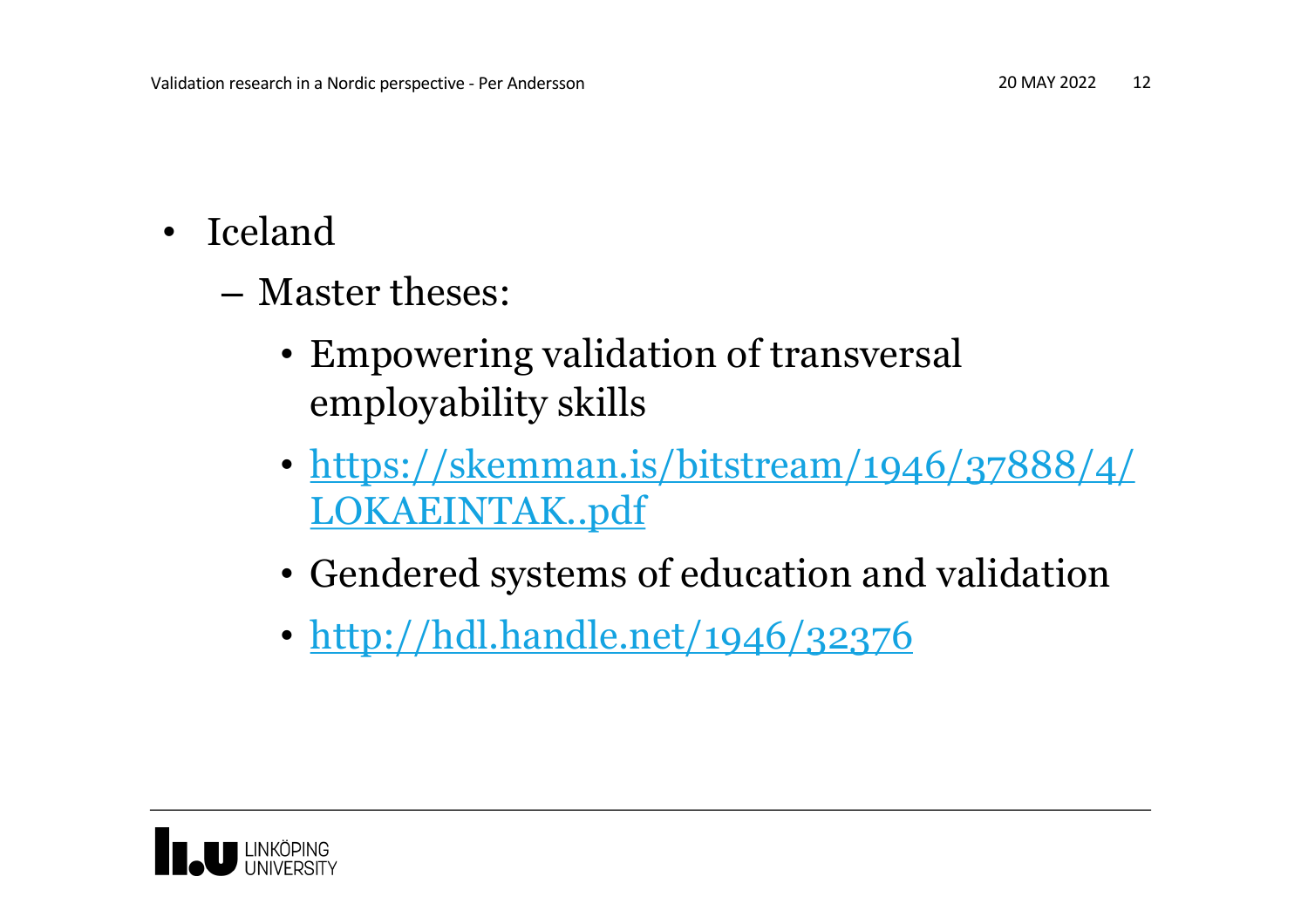- Iceland
  - Master theses:
    - Empowering validation of transversal employability skills
    - https://skemman.is/bitstream/1946/37888/4/LOKAEINTAK..pdf
    - Gendered systems of education and validation
    - http://hdl.handle.net/1946/32376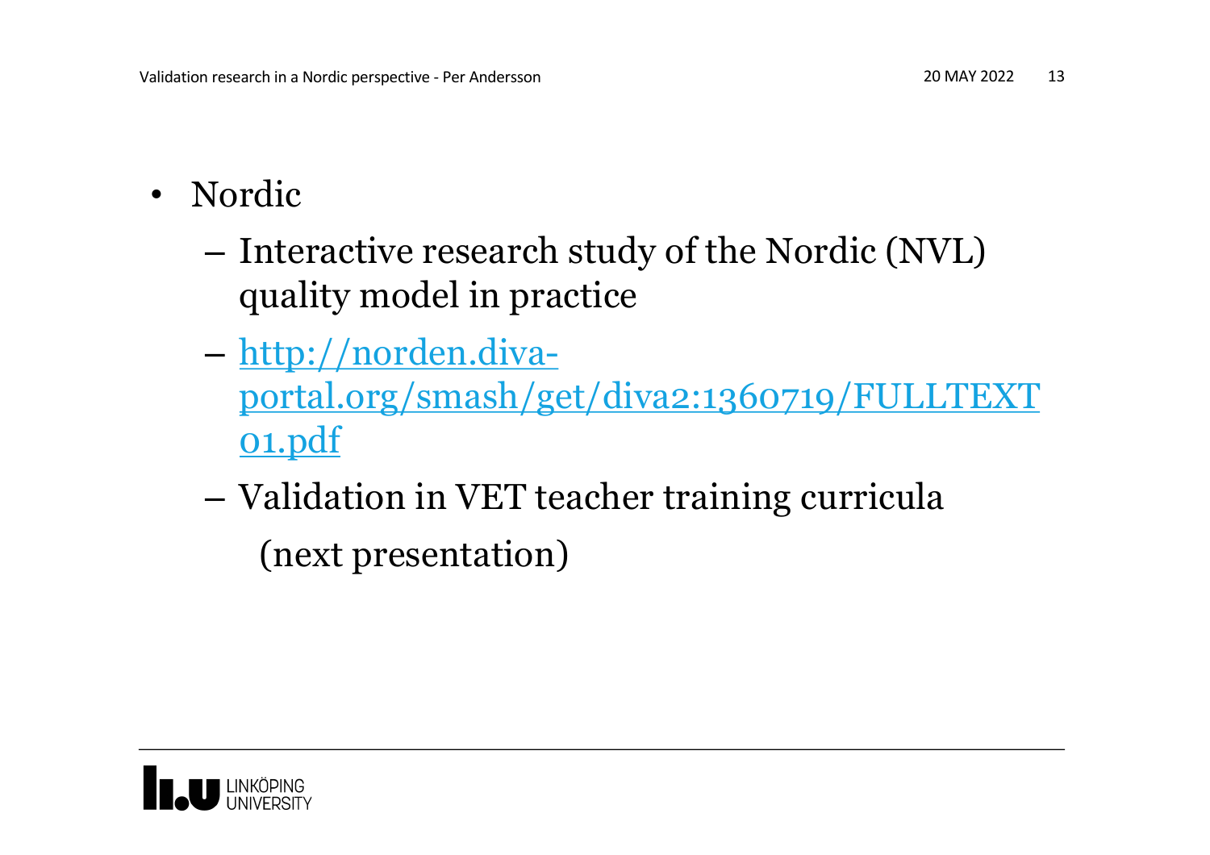- Nordic
  - Interactive research study of the Nordic (NVL) quality model in practice
  - http://norden.diva-portal.org/smash/get/diva2:1360719/FULLTEXT01.pdf
  - Validation in VET teacher training curricula

    (next presentation)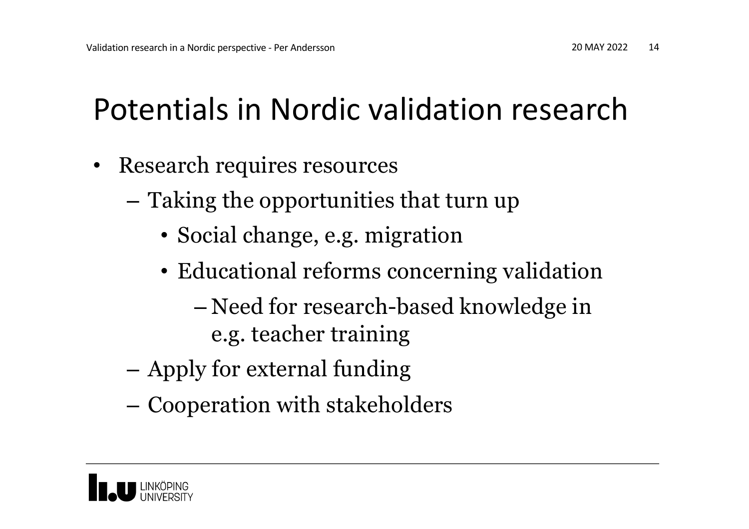# Potentials in Nordic validation research

- Research requires resources
  - Taking the opportunities that turn up
    - Social change, e.g. migration
    - Educational reforms concerning validation
      - Need for research-based knowledge in e.g. teacher training
  - Apply for external funding
  - Cooperation with stakeholders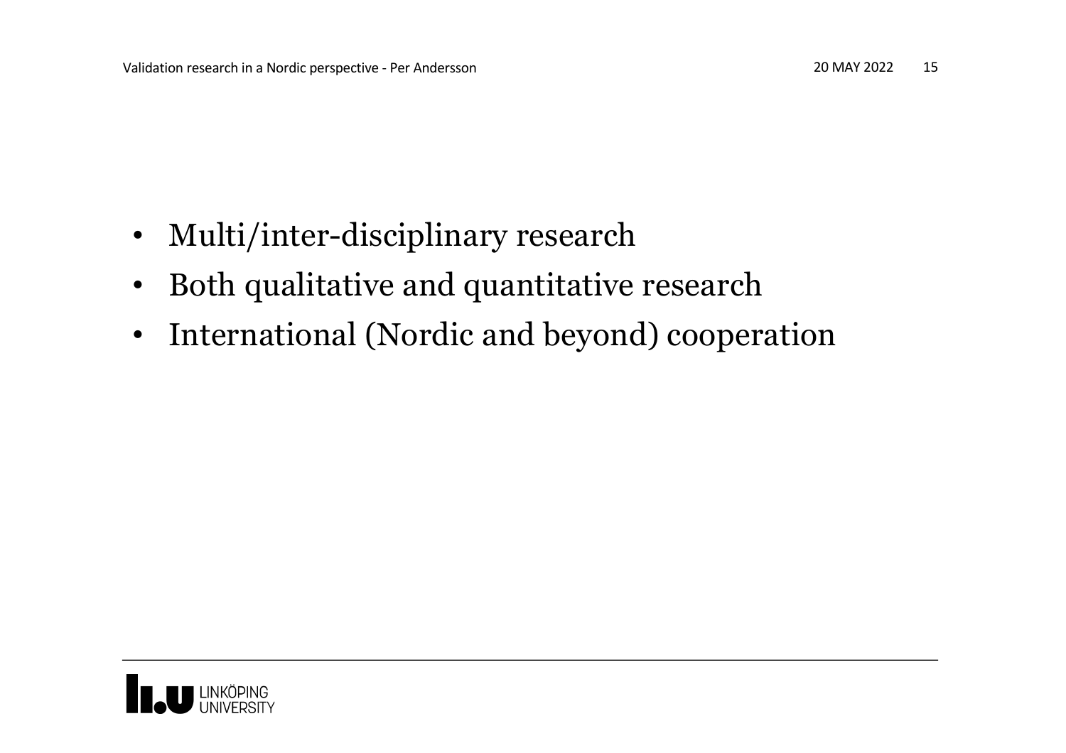- Multi/inter-disciplinary research
- Both qualitative and quantitative research
- International (Nordic and beyond) cooperation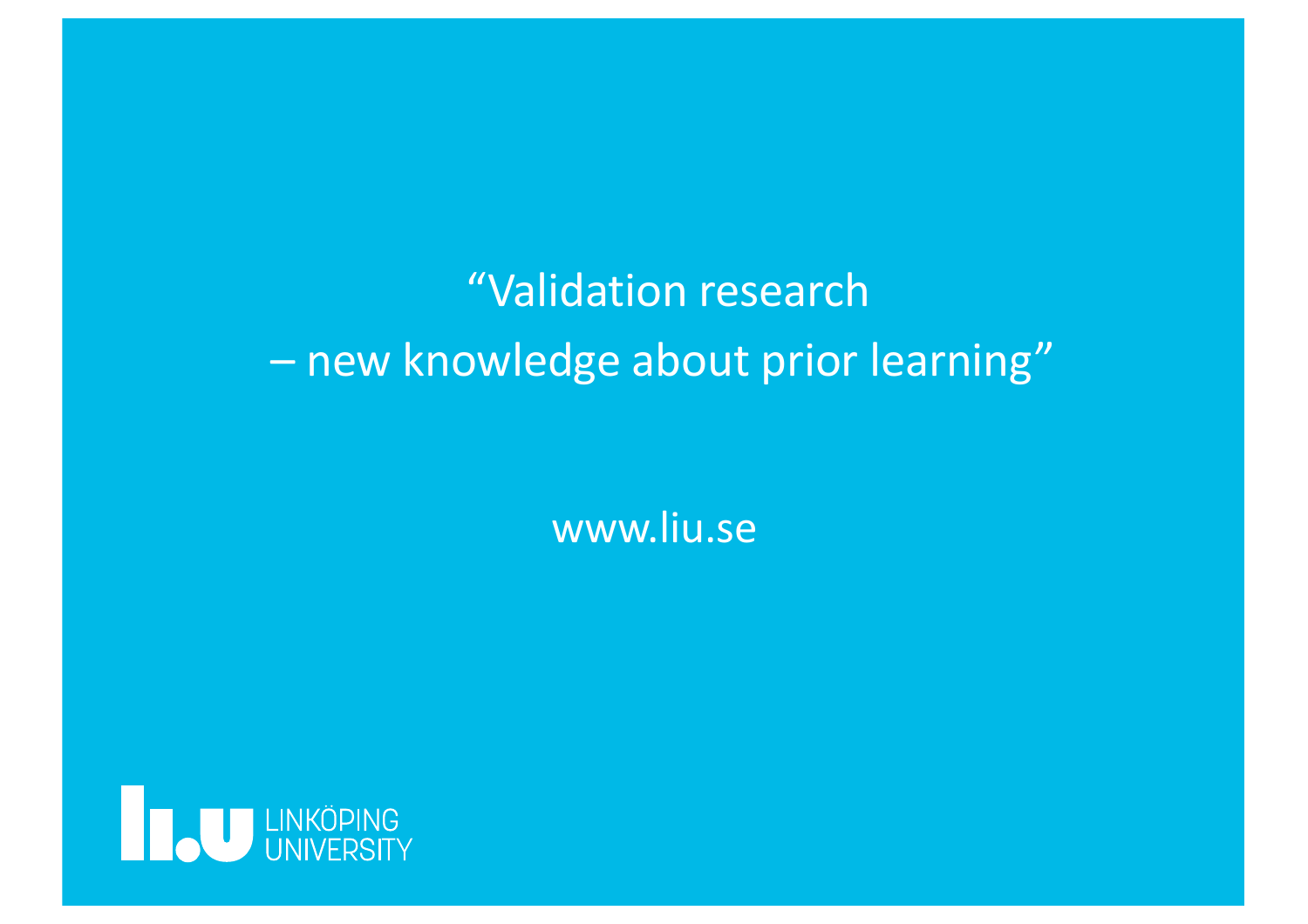“Validation research
– new knowledge about prior learning”

www.liu.se

LINKÖPING UNIVERSITY